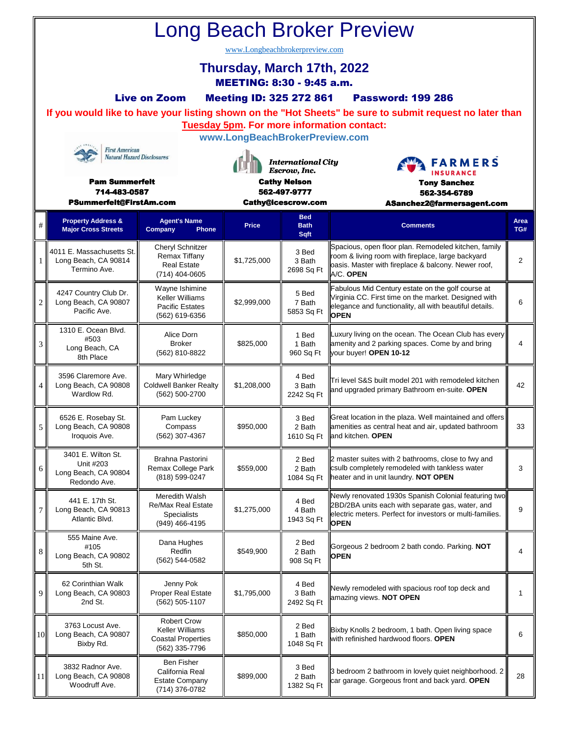# Long Beach Broker Preview

www.Longbeachbrokerpreview.com

## Thursday, March 17th, 2022

### MEETING: 8:30 - 9:45 a.m.

**Live on Zoom     Meeting ID: 325 272 861     Password: 199 286**

**If you would like to have your listing shown on the "Hot Sheets" be sure to submit request no later than Tuesday 5pm. For more information contact:**

**www.LongBeachBrokerPreview.com**

First American Natural Hazard Disclosures
**Pam Summerfelt**
**714-483-0587**
**PSummerfelt@FirstAm.com**

International City Escrow, Inc.
**Cathy Nelson**
**562-497-9777**
**Cathy@icescrow.com**

FARMERS INSURANCE
**Tony Sanchez**
**562-354-6789**
**ASanchez2@farmersagent.com**

| # | Property Address & Major Cross Streets | Agent's Name Company Phone | Price | Bed Bath Sqft | Comments | Area TG# |
|---|---|---|---|---|---|---|
| 1 | 4011 E. Massachusetts St. Long Beach, CA 90814 Termino Ave. | Cheryl Schnitzer Remax Tiffany Real Estate (714) 404-0605 | $1,725,000 | 3 Bed 3 Bath 2698 Sq Ft | Spacious, open floor plan. Remodeled kitchen, family room & living room with fireplace, large backyard oasis. Master with fireplace & balcony. Newer roof, A/C. **OPEN** | 2 |
| 2 | 4247 Country Club Dr. Long Beach, CA 90807 Pacific Ave. | Wayne Ishimine Keller Williams Pacific Estates (562) 619-6356 | $2,999,000 | 5 Bed 7 Bath 5853 Sq Ft | Fabulous Mid Century estate on the golf course at Virginia CC. First time on the market. Designed with elegance and functionality, all with beautiful details. **OPEN** | 6 |
| 3 | 1310 E. Ocean Blvd. #503 Long Beach, CA 8th Place | Alice Dorn Broker (562) 810-8822 | $825,000 | 1 Bed 1 Bath 960 Sq Ft | Luxury living on the ocean. The Ocean Club has every amenity and 2 parking spaces. Come by and bring your buyer! **OPEN 10-12** | 4 |
| 4 | 3596 Claremore Ave. Long Beach, CA 90808 Wardlow Rd. | Mary Whirledge Coldwell Banker Realty (562) 500-2700 | $1,208,000 | 4 Bed 3 Bath 2242 Sq Ft | Tri level S&S built model 201 with remodeled kitchen and upgraded primary Bathroom en-suite. **OPEN** | 42 |
| 5 | 6526 E. Rosebay St. Long Beach, CA 90808 Iroquois Ave. | Pam Luckey Compass (562) 307-4367 | $950,000 | 3 Bed 2 Bath 1610 Sq Ft | Great location in the plaza. Well maintained and offers amenities as central heat and air, updated bathroom and kitchen. **OPEN** | 33 |
| 6 | 3401 E. Wilton St. Unit #203 Long Beach, CA 90804 Redondo Ave. | Brahna Pastorini Remax College Park (818) 599-0247 | $559,000 | 2 Bed 2 Bath 1084 Sq Ft | 2 master suites with 2 bathrooms, close to fwy and csulb completely remodeled with tankless water heater and in unit laundry. **NOT OPEN** | 3 |
| 7 | 441 E. 17th St. Long Beach, CA 90813 Atlantic Blvd. | Meredith Walsh Re/Max Real Estate Specialists (949) 466-4195 | $1,275,000 | 4 Bed 4 Bath 1943 Sq Ft | Newly renovated 1930s Spanish Colonial featuring two 2BD/2BA units each with separate gas, water, and electric meters. Perfect for investors or multi-families. **OPEN** | 9 |
| 8 | 555 Maine Ave. #105 Long Beach, CA 90802 5th St. | Dana Hughes Redfin (562) 544-0582 | $549,900 | 2 Bed 2 Bath 908 Sq Ft | Gorgeous 2 bedroom 2 bath condo. Parking. **NOT OPEN** | 4 |
| 9 | 62 Corinthian Walk Long Beach, CA 90803 2nd St. | Jenny Pok Proper Real Estate (562) 505-1107 | $1,795,000 | 4 Bed 3 Bath 2492 Sq Ft | Newly remodeled with spacious roof top deck and amazing views. **NOT OPEN** | 1 |
| 10 | 3763 Locust Ave. Long Beach, CA 90807 Bixby Rd. | Robert Crow Keller Williams Coastal Properties (562) 335-7796 | $850,000 | 2 Bed 1 Bath 1048 Sq Ft | Bixby Knolls 2 bedroom, 1 bath. Open living space with refinished hardwood floors. **OPEN** | 6 |
| 11 | 3832 Radnor Ave. Long Beach, CA 90808 Woodruff Ave. | Ben Fisher California Real Estate Company (714) 376-0782 | $899,000 | 3 Bed 2 Bath 1382 Sq Ft | 3 bedroom 2 bathroom in lovely quiet neighborhood. 2 car garage. Gorgeous front and back yard. **OPEN** | 28 |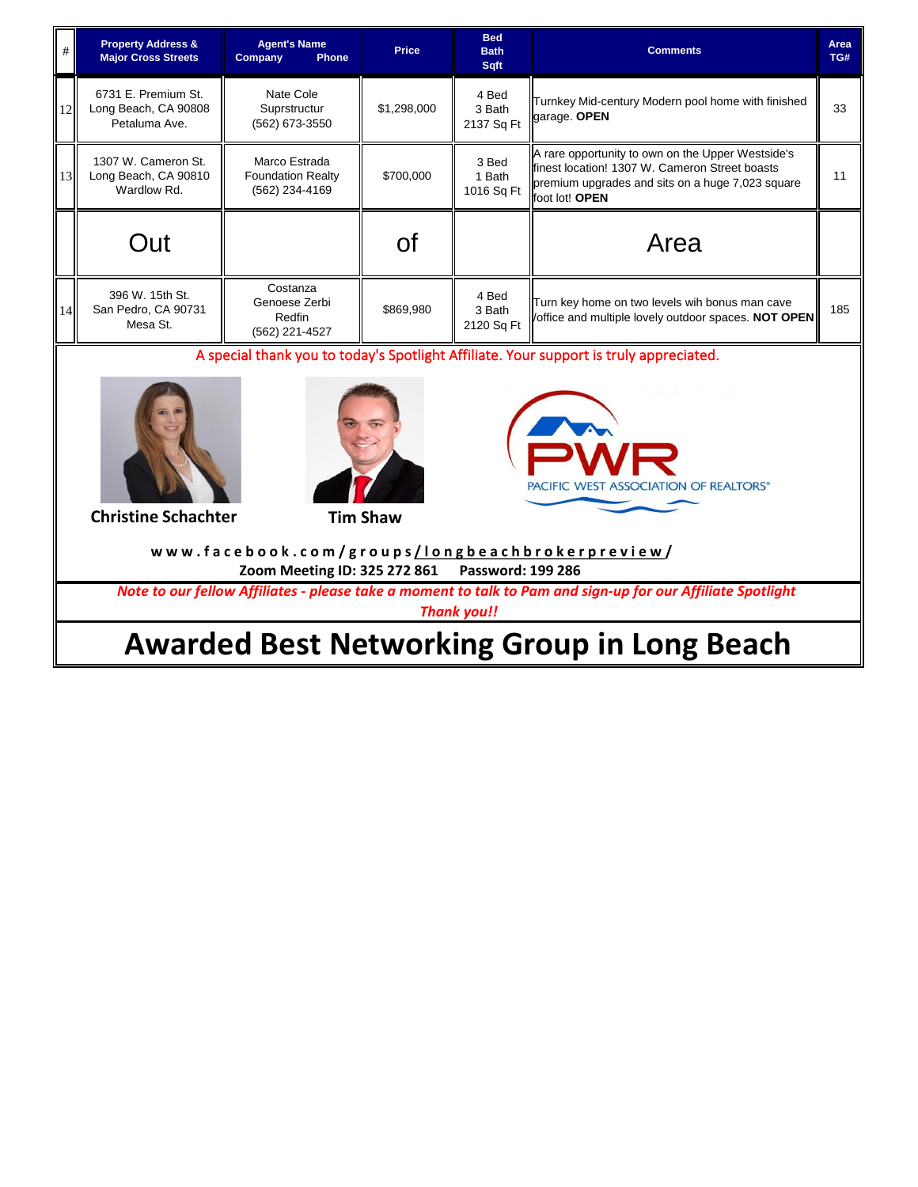| # | Property Address & Major Cross Streets | Agent's Name Company Phone | Price | Bed Bath Sqft | Comments | Area TG# |
|---|---|---|---|---|---|---|
| 12 | 6731 E. Premium St. Long Beach, CA 90808 Petaluma Ave. | Nate Cole Suprstructur (562) 673-3550 | $1,298,000 | 4 Bed 3 Bath 2137 Sq Ft | Turnkey Mid-century Modern pool home with finished garage. **OPEN** | 33 |
| 13 | 1307 W. Cameron St. Long Beach, CA 90810 Wardlow Rd. | Marco Estrada Foundation Realty (562) 234-4169 | $700,000 | 3 Bed 1 Bath 1016 Sq Ft | A rare opportunity to own on the Upper Westside's finest location! 1307 W. Cameron Street boasts premium upgrades and sits on a huge 7,023 square foot lot! **OPEN** | 11 |
| | Out | | of | | Area | |
| 14 | 396 W. 15th St. San Pedro, CA 90731 Mesa St. | Costanza Genoese Zerbi Redfin (562) 221-4527 | $869,980 | 4 Bed 3 Bath 2120 Sq Ft | Turn key home on two levels wih bonus man cave /office and multiple lovely outdoor spaces. **NOT OPEN** | 185 |

A special thank you to today's Spotlight Affiliate. Your support is truly appreciated.

**Christine Schachter**

**Tim Shaw**

PWR
PACIFIC WEST ASSOCIATION OF REALTORS®

**www.facebook.com/groups/longbeachbrokerpreview/**

**Zoom Meeting ID: 325 272 861 Password: 199 286**

***Note to our fellow Affiliates - please take a moment to talk to Pam and sign-up for our Affiliate Spotlight***

***Thank you!!***

# Awarded Best Networking Group in Long Beach